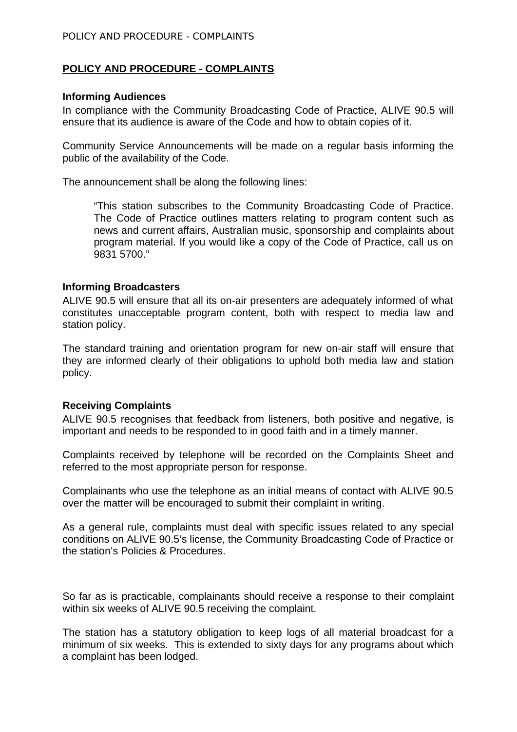**POLICY AND PROCEDURE - COMPLAINTS**

**Informing Audiences**

In compliance with the Community Broadcasting Code of Practice, ALIVE 90.5 will ensure that its audience is aware of the Code and how to obtain copies of it.

Community Service Announcements will be made on a regular basis informing the public of the availability of the Code.

The announcement shall be along the following lines:

> "This station subscribes to the Community Broadcasting Code of Practice. The Code of Practice outlines matters relating to program content such as news and current affairs, Australian music, sponsorship and complaints about program material. If you would like a copy of the Code of Practice, call us on 9831 5700."

**Informing Broadcasters**

ALIVE 90.5 will ensure that all its on-air presenters are adequately informed of what constitutes unacceptable program content, both with respect to media law and station policy.

The standard training and orientation program for new on-air staff will ensure that they are informed clearly of their obligations to uphold both media law and station policy.

**Receiving Complaints**

ALIVE 90.5 recognises that feedback from listeners, both positive and negative, is important and needs to be responded to in good faith and in a timely manner.

Complaints received by telephone will be recorded on the Complaints Sheet and referred to the most appropriate person for response.

Complainants who use the telephone as an initial means of contact with ALIVE 90.5 over the matter will be encouraged to submit their complaint in writing.

As a general rule, complaints must deal with specific issues related to any special conditions on ALIVE 90.5's license, the Community Broadcasting Code of Practice or the station's Policies & Procedures.

So far as is practicable, complainants should receive a response to their complaint within six weeks of ALIVE 90.5 receiving the complaint.

The station has a statutory obligation to keep logs of all material broadcast for a minimum of six weeks. This is extended to sixty days for any programs about which a complaint has been lodged.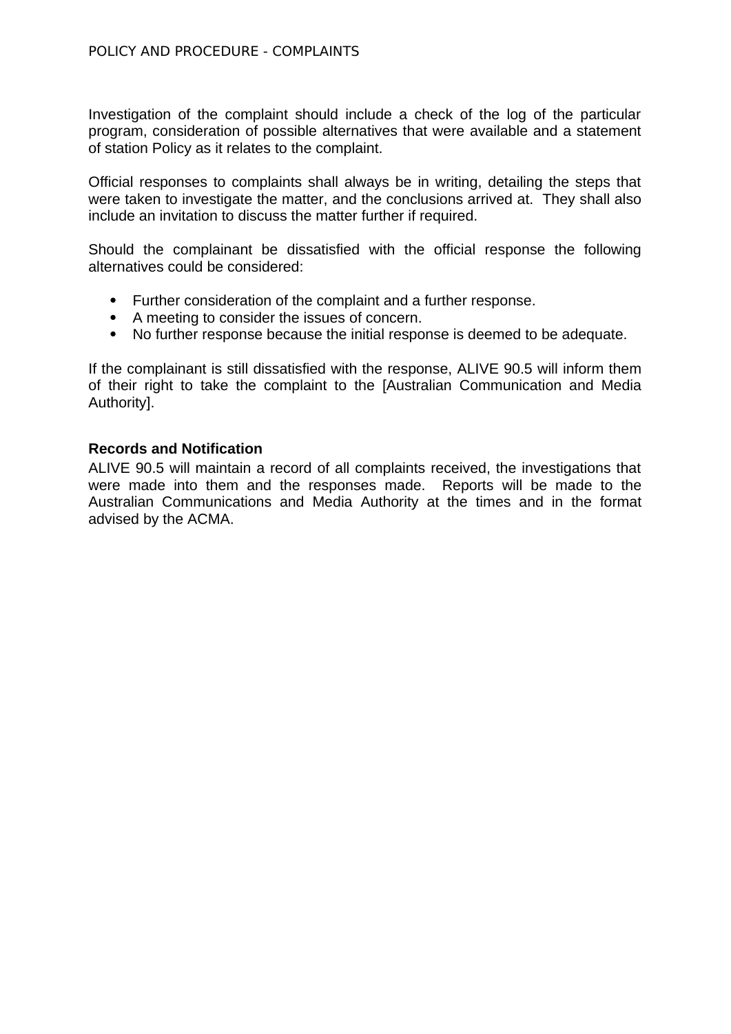Investigation of the complaint should include a check of the log of the particular program, consideration of possible alternatives that were available and a statement of station Policy as it relates to the complaint.

Official responses to complaints shall always be in writing, detailing the steps that were taken to investigate the matter, and the conclusions arrived at. They shall also include an invitation to discuss the matter further if required.

Should the complainant be dissatisfied with the official response the following alternatives could be considered:

- Further consideration of the complaint and a further response.
- A meeting to consider the issues of concern.
- No further response because the initial response is deemed to be adequate.

If the complainant is still dissatisfied with the response, ALIVE 90.5 will inform them of their right to take the complaint to the [Australian Communication and Media Authority].

**Records and Notification**

ALIVE 90.5 will maintain a record of all complaints received, the investigations that were made into them and the responses made. Reports will be made to the Australian Communications and Media Authority at the times and in the format advised by the ACMA.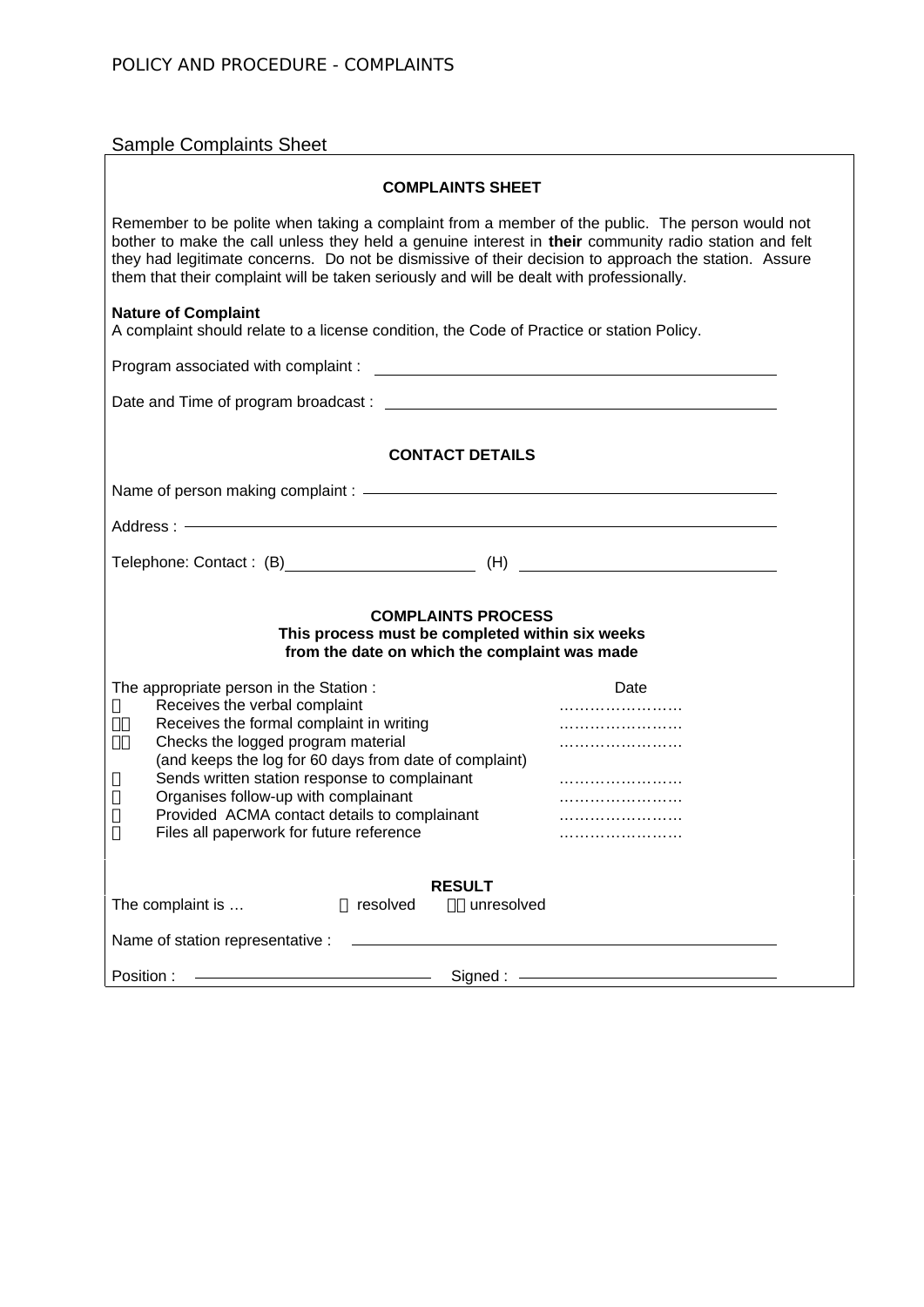Sample Complaints Sheet

**COMPLAINTS SHEET**

Remember to be polite when taking a complaint from a member of the public. The person would not bother to make the call unless they held a genuine interest in **their** community radio station and felt they had legitimate concerns. Do not be dismissive of their decision to approach the station. Assure them that their complaint will be taken seriously and will be dealt with professionally.

**Nature of Complaint**

A complaint should relate to a license condition, the Code of Practice or station Policy.

Program associated with complaint : \_\_\_\_\_\_\_\_\_\_\_\_\_\_\_\_\_\_\_\_\_\_\_\_\_\_\_\_\_\_\_\_\_\_\_\_\_\_\_\_

Date and Time of program broadcast : \_\_\_\_\_\_\_\_\_\_\_\_\_\_\_\_\_\_\_\_\_\_\_\_\_\_\_\_\_\_\_\_\_\_\_\_\_\_\_\_

**CONTACT DETAILS**

Name of person making complaint : \_\_\_\_\_\_\_\_\_\_\_\_\_\_\_\_\_\_\_\_\_\_\_\_\_\_\_\_\_\_\_\_\_\_\_\_\_\_\_\_

Address : \_\_\_\_\_\_\_\_\_\_\_\_\_\_\_\_\_\_\_\_\_\_\_\_\_\_\_\_\_\_\_\_\_\_\_\_\_\_\_\_\_\_\_\_\_\_\_\_\_\_\_\_\_\_\_\_

Telephone: Contact : (B)\_\_\_\_\_\_\_\_\_\_\_\_\_\_\_\_\_\_\_\_ (H) \_\_\_\_\_\_\_\_\_\_\_\_\_\_\_\_\_\_\_\_\_\_\_\_\_\_

**COMPLAINTS PROCESS**
**This process must be completed within six weeks from the date on which the complaint was made**

| The appropriate person in the Station : | Date |
|---|---|
| ☐ Receives the verbal complaint | …………………… |
| ☐ Receives the formal complaint in writing | …………………… |
| ☐ Checks the logged program material (and keeps the log for 60 days from date of complaint) | …………………… |
| ☐ Sends written station response to complainant | …………………… |
| ☐ Organises follow-up with complainant | …………………… |
| ☐ Provided ACMA contact details to complainant | …………………… |
| ☐ Files all paperwork for future reference | …………………… |

**RESULT**

The complaint is … ☐ resolved ☐ unresolved

Name of station representative : \_\_\_\_\_\_\_\_\_\_\_\_\_\_\_\_\_\_\_\_\_\_\_\_\_\_\_\_\_\_\_\_\_\_\_\_\_\_\_\_

Position : \_\_\_\_\_\_\_\_\_\_\_\_\_\_\_\_\_\_\_\_\_\_\_\_ Signed : \_\_\_\_\_\_\_\_\_\_\_\_\_\_\_\_\_\_\_\_\_\_\_\_